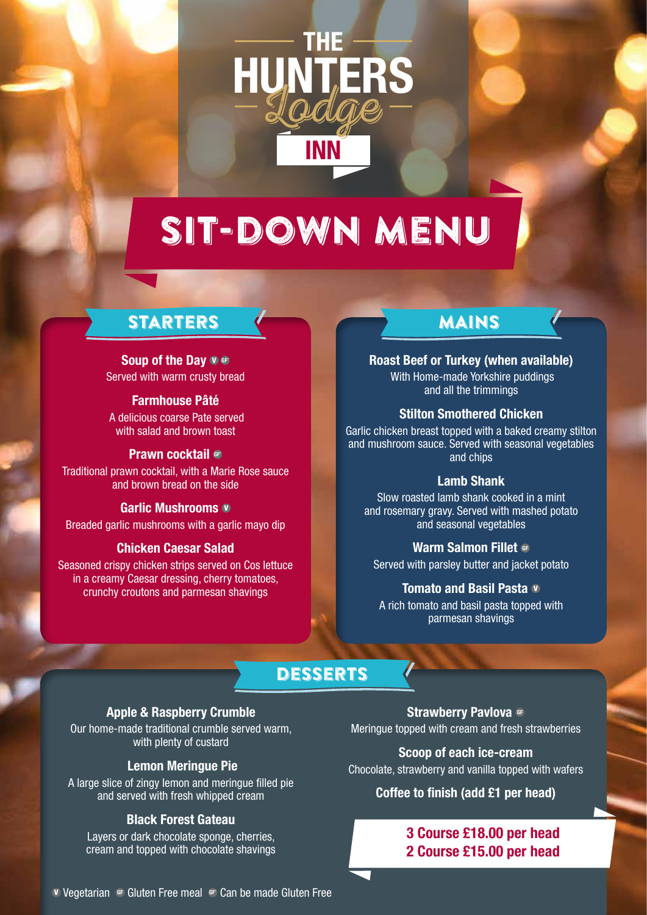# THE HUNTERS Lodge INN

## SIT-DOWN MENU

### STARTERS

**Soup of the Day** V GF
Served with warm crusty bread

**Farmhouse Pâté**
A delicious coarse Pate served with salad and brown toast

**Prawn cocktail** GF
Traditional prawn cocktail, with a Marie Rose sauce and brown bread on the side

**Garlic Mushrooms** V
Breaded garlic mushrooms with a garlic mayo dip

**Chicken Caesar Salad**
Seasoned crispy chicken strips served on Cos lettuce in a creamy Caesar dressing, cherry tomatoes, crunchy croutons and parmesan shavings

### MAINS

**Roast Beef or Turkey (when available)**
With Home-made Yorkshire puddings and all the trimmings

**Stilton Smothered Chicken**
Garlic chicken breast topped with a baked creamy stilton and mushroom sauce. Served with seasonal vegetables and chips

**Lamb Shank**
Slow roasted lamb shank cooked in a mint and rosemary gravy. Served with mashed potato and seasonal vegetables

**Warm Salmon Fillet** GF
Served with parsley butter and jacket potato

**Tomato and Basil Pasta** V
A rich tomato and basil pasta topped with parmesan shavings

### DESSERTS

**Apple & Raspberry Crumble**
Our home-made traditional crumble served warm, with plenty of custard

**Lemon Meringue Pie**
A large slice of zingy lemon and meringue filled pie and served with fresh whipped cream

**Black Forest Gateau**
Layers or dark chocolate sponge, cherries, cream and topped with chocolate shavings

**Strawberry Pavlova** GF
Meringue topped with cream and fresh strawberries

**Scoop of each ice-cream**
Chocolate, strawberry and vanilla topped with wafers

**Coffee to finish (add £1 per head)**

**3 Course £18.00 per head**
**2 Course £15.00 per head**

V Vegetarian GF Gluten Free meal GF Can be made Gluten Free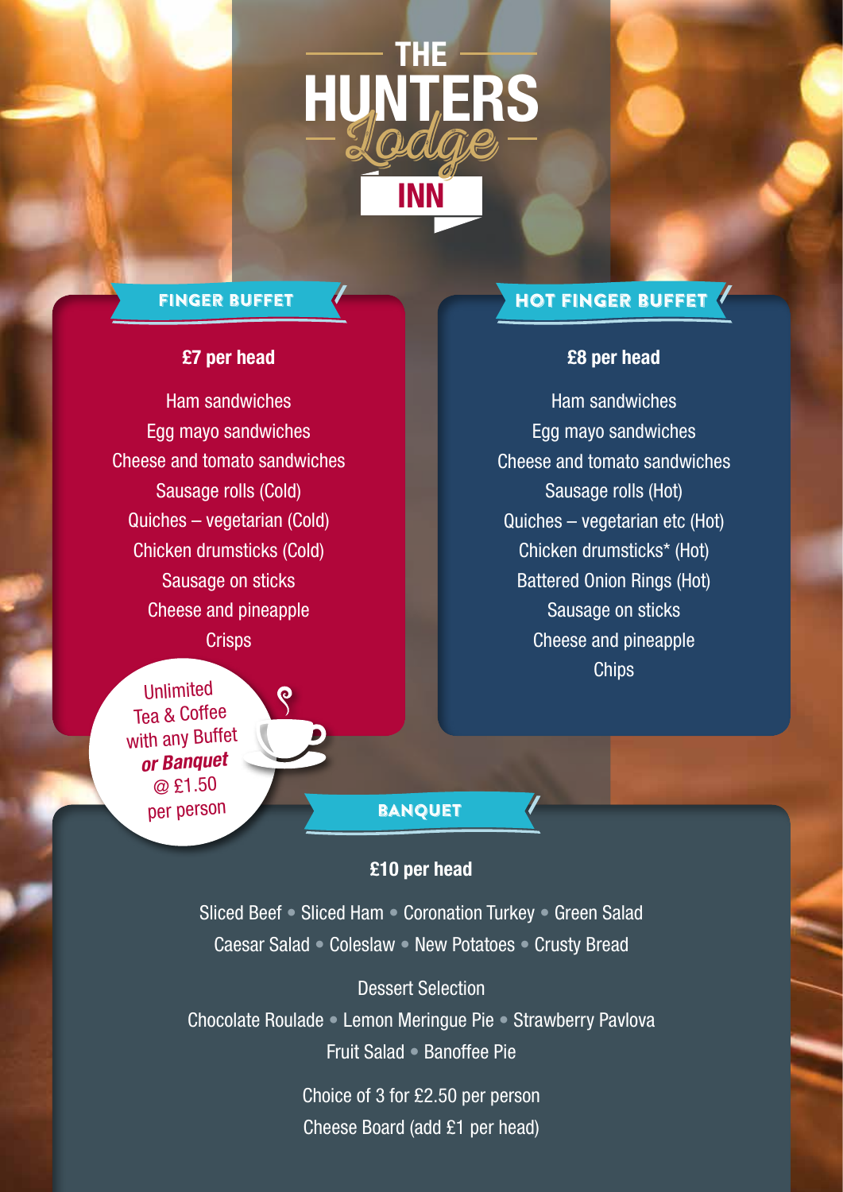# THE HUNTERS Lodge INN

## FINGER BUFFET

**£7 per head**

Ham sandwiches
Egg mayo sandwiches
Cheese and tomato sandwiches
Sausage rolls (Cold)
Quiches – vegetarian (Cold)
Chicken drumsticks (Cold)
Sausage on sticks
Cheese and pineapple
Crisps

## HOT FINGER BUFFET

**£8 per head**

Ham sandwiches
Egg mayo sandwiches
Cheese and tomato sandwiches
Sausage rolls (Hot)
Quiches – vegetarian etc (Hot)
Chicken drumsticks* (Hot)
Battered Onion Rings (Hot)
Sausage on sticks
Cheese and pineapple
Chips

Unlimited Tea & Coffee with any Buffet ***or Banquet*** @ £1.50 per person

## BANQUET

**£10 per head**

Sliced Beef • Sliced Ham • Coronation Turkey • Green Salad
Caesar Salad • Coleslaw • New Potatoes • Crusty Bread

Dessert Selection
Chocolate Roulade • Lemon Meringue Pie • Strawberry Pavlova
Fruit Salad • Banoffee Pie

Choice of 3 for £2.50 per person
Cheese Board (add £1 per head)